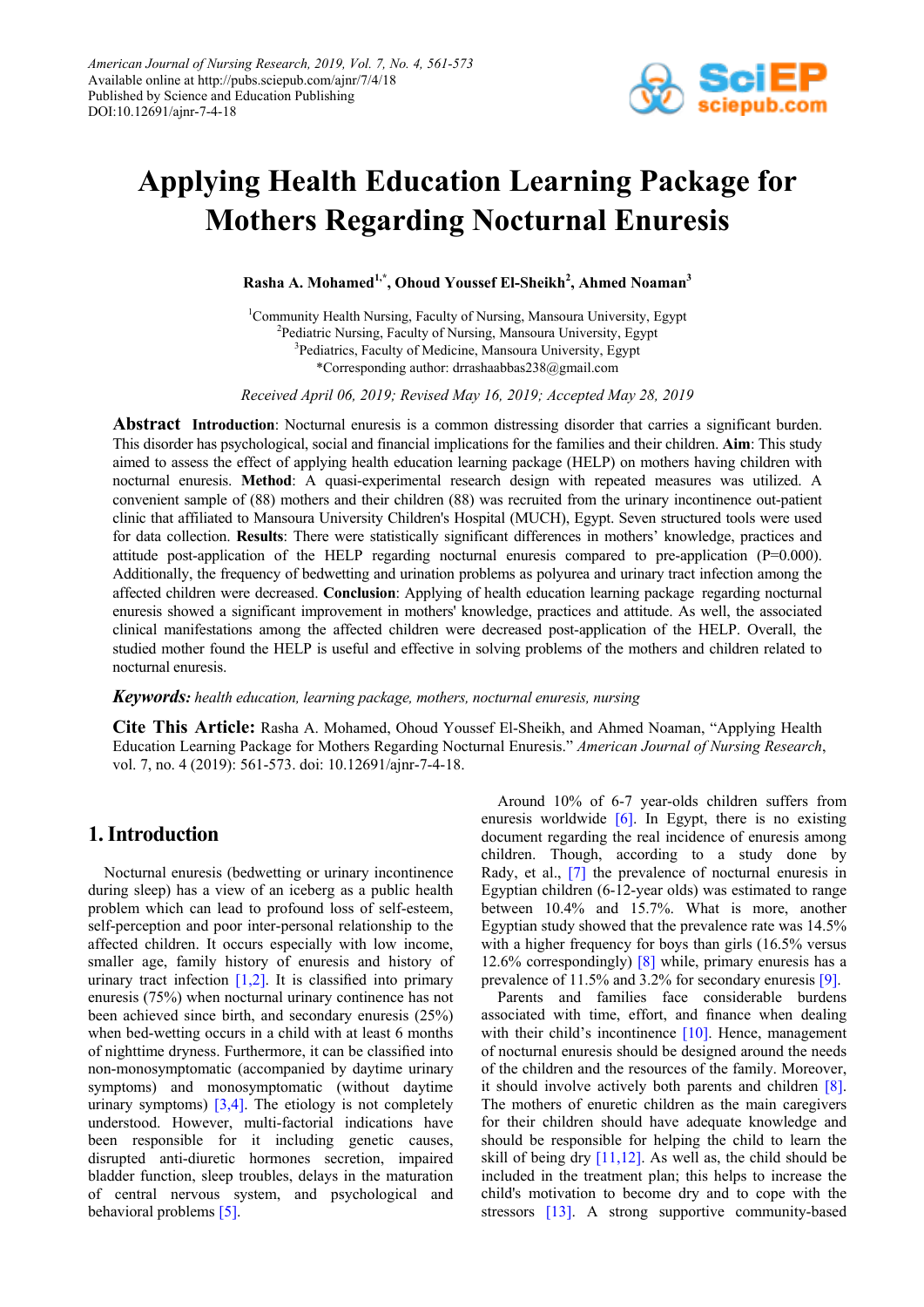American Journal of Nursing Research, 2019, Vol. 7, No. 4, 561-573
Available online at http://pubs.sciepub.com/ajnr/7/4/18
Published by Science and Education Publishing
DOI:10.12691/ajnr-7-4-18

# Applying Health Education Learning Package for Mothers Regarding Nocturnal Enuresis

**Rasha A. Mohamed[1,*], Ohoud Youssef El-Sheikh[2], Ahmed Noaman[3]**

[1]Community Health Nursing, Faculty of Nursing, Mansoura University, Egypt
[2]Pediatric Nursing, Faculty of Nursing, Mansoura University, Egypt
[3]Pediatrics, Faculty of Medicine, Mansoura University, Egypt
*Corresponding author: drrashaabbas238@gmail.com

*Received April 06, 2019; Revised May 16, 2019; Accepted May 28, 2019*

**Abstract** **Introduction**: Nocturnal enuresis is a common distressing disorder that carries a significant burden. This disorder has psychological, social and financial implications for the families and their children. **Aim**: This study aimed to assess the effect of applying health education learning package (HELP) on mothers having children with nocturnal enuresis. **Method**: A quasi-experimental research design with repeated measures was utilized. A convenient sample of (88) mothers and their children (88) was recruited from the urinary incontinence out-patient clinic that affiliated to Mansoura University Children's Hospital (MUCH), Egypt. Seven structured tools were used for data collection. **Results**: There were statistically significant differences in mothers' knowledge, practices and attitude post-application of the HELP regarding nocturnal enuresis compared to pre-application (P=0.000). Additionally, the frequency of bedwetting and urination problems as polyurea and urinary tract infection among the affected children were decreased. **Conclusion**: Applying of health education learning package regarding nocturnal enuresis showed a significant improvement in mothers' knowledge, practices and attitude. As well, the associated clinical manifestations among the affected children were decreased post-application of the HELP. Overall, the studied mother found the HELP is useful and effective in solving problems of the mothers and children related to nocturnal enuresis.

***Keywords:*** *health education, learning package, mothers, nocturnal enuresis, nursing*

**Cite This Article:** Rasha A. Mohamed, Ohoud Youssef El-Sheikh, and Ahmed Noaman, "Applying Health Education Learning Package for Mothers Regarding Nocturnal Enuresis." *American Journal of Nursing Research*, vol. 7, no. 4 (2019): 561-573. doi: 10.12691/ajnr-7-4-18.

## 1. Introduction

Nocturnal enuresis (bedwetting or urinary incontinence during sleep) has a view of an iceberg as a public health problem which can lead to profound loss of self-esteem, self-perception and poor inter-personal relationship to the affected children. It occurs especially with low income, smaller age, family history of enuresis and history of urinary tract infection [1,2]. It is classified into primary enuresis (75%) when nocturnal urinary continence has not been achieved since birth, and secondary enuresis (25%) when bed-wetting occurs in a child with at least 6 months of nighttime dryness. Furthermore, it can be classified into non-monosymptomatic (accompanied by daytime urinary symptoms) and monosymptomatic (without daytime urinary symptoms) [3,4]. The etiology is not completely understood. However, multi-factorial indications have been responsible for it including genetic causes, disrupted anti-diuretic hormones secretion, impaired bladder function, sleep troubles, delays in the maturation of central nervous system, and psychological and behavioral problems [5].

Around 10% of 6-7 year-olds children suffers from enuresis worldwide [6]. In Egypt, there is no existing document regarding the real incidence of enuresis among children. Though, according to a study done by Rady, et al., [7] the prevalence of nocturnal enuresis in Egyptian children (6-12-year olds) was estimated to range between 10.4% and 15.7%. What is more, another Egyptian study showed that the prevalence rate was 14.5% with a higher frequency for boys than girls (16.5% versus 12.6% correspondingly) [8] while, primary enuresis has a prevalence of 11.5% and 3.2% for secondary enuresis [9].

Parents and families face considerable burdens associated with time, effort, and finance when dealing with their child's incontinence [10]. Hence, management of nocturnal enuresis should be designed around the needs of the children and the resources of the family. Moreover, it should involve actively both parents and children [8]. The mothers of enuretic children as the main caregivers for their children should have adequate knowledge and should be responsible for helping the child to learn the skill of being dry [11,12]. As well as, the child should be included in the treatment plan; this helps to increase the child's motivation to become dry and to cope with the stressors [13]. A strong supportive community-based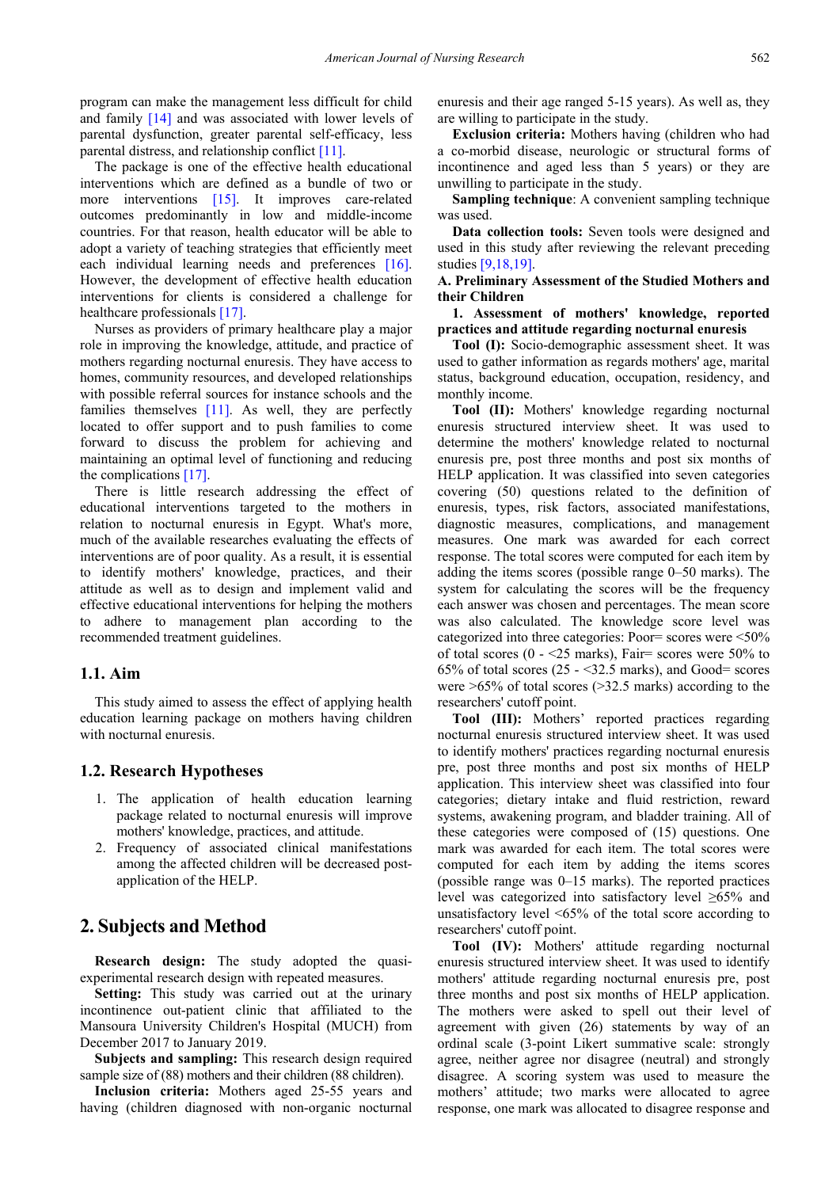program can make the management less difficult for child and family [14] and was associated with lower levels of parental dysfunction, greater parental self-efficacy, less parental distress, and relationship conflict [11].

The package is one of the effective health educational interventions which are defined as a bundle of two or more interventions [15]. It improves care-related outcomes predominantly in low and middle-income countries. For that reason, health educator will be able to adopt a variety of teaching strategies that efficiently meet each individual learning needs and preferences [16]. However, the development of effective health education interventions for clients is considered a challenge for healthcare professionals [17].

Nurses as providers of primary healthcare play a major role in improving the knowledge, attitude, and practice of mothers regarding nocturnal enuresis. They have access to homes, community resources, and developed relationships with possible referral sources for instance schools and the families themselves [11]. As well, they are perfectly located to offer support and to push families to come forward to discuss the problem for achieving and maintaining an optimal level of functioning and reducing the complications [17].

There is little research addressing the effect of educational interventions targeted to the mothers in relation to nocturnal enuresis in Egypt. What's more, much of the available researches evaluating the effects of interventions are of poor quality. As a result, it is essential to identify mothers' knowledge, practices, and their attitude as well as to design and implement valid and effective educational interventions for helping the mothers to adhere to management plan according to the recommended treatment guidelines.

### 1.1. Aim

This study aimed to assess the effect of applying health education learning package on mothers having children with nocturnal enuresis.

### 1.2. Research Hypotheses

1. The application of health education learning package related to nocturnal enuresis will improve mothers' knowledge, practices, and attitude.
2. Frequency of associated clinical manifestations among the affected children will be decreased post-application of the HELP.

## 2. Subjects and Method

**Research design:** The study adopted the quasi-experimental research design with repeated measures.

**Setting:** This study was carried out at the urinary incontinence out-patient clinic that affiliated to the Mansoura University Children's Hospital (MUCH) from December 2017 to January 2019.

**Subjects and sampling:** This research design required sample size of (88) mothers and their children (88 children).

**Inclusion criteria:** Mothers aged 25-55 years and having (children diagnosed with non-organic nocturnal enuresis and their age ranged 5-15 years). As well as, they are willing to participate in the study.

**Exclusion criteria:** Mothers having (children who had a co-morbid disease, neurologic or structural forms of incontinence and aged less than 5 years) or they are unwilling to participate in the study.

**Sampling technique**: A convenient sampling technique was used.

**Data collection tools:** Seven tools were designed and used in this study after reviewing the relevant preceding studies [9,18,19].

**A. Preliminary Assessment of the Studied Mothers and their Children**

**1. Assessment of mothers' knowledge, reported practices and attitude regarding nocturnal enuresis**

**Tool (I):** Socio-demographic assessment sheet. It was used to gather information as regards mothers' age, marital status, background education, occupation, residency, and monthly income.

**Tool (II):** Mothers' knowledge regarding nocturnal enuresis structured interview sheet. It was used to determine the mothers' knowledge related to nocturnal enuresis pre, post three months and post six months of HELP application. It was classified into seven categories covering (50) questions related to the definition of enuresis, types, risk factors, associated manifestations, diagnostic measures, complications, and management measures. One mark was awarded for each correct response. The total scores were computed for each item by adding the items scores (possible range 0–50 marks). The system for calculating the scores will be the frequency each answer was chosen and percentages. The mean score was also calculated. The knowledge score level was categorized into three categories: Poor= scores were <50% of total scores (0 - <25 marks), Fair= scores were 50% to 65% of total scores (25 - <32.5 marks), and Good= scores were >65% of total scores (>32.5 marks) according to the researchers' cutoff point.

**Tool (III):** Mothers' reported practices regarding nocturnal enuresis structured interview sheet. It was used to identify mothers' practices regarding nocturnal enuresis pre, post three months and post six months of HELP application. This interview sheet was classified into four categories; dietary intake and fluid restriction, reward systems, awakening program, and bladder training. All of these categories were composed of (15) questions. One mark was awarded for each item. The total scores were computed for each item by adding the items scores (possible range was 0–15 marks). The reported practices level was categorized into satisfactory level ≥65% and unsatisfactory level <65% of the total score according to researchers' cutoff point.

**Tool (IV):** Mothers' attitude regarding nocturnal enuresis structured interview sheet. It was used to identify mothers' attitude regarding nocturnal enuresis pre, post three months and post six months of HELP application. The mothers were asked to spell out their level of agreement with given (26) statements by way of an ordinal scale (3-point Likert summative scale: strongly agree, neither agree nor disagree (neutral) and strongly disagree. A scoring system was used to measure the mothers' attitude; two marks were allocated to agree response, one mark was allocated to disagree response and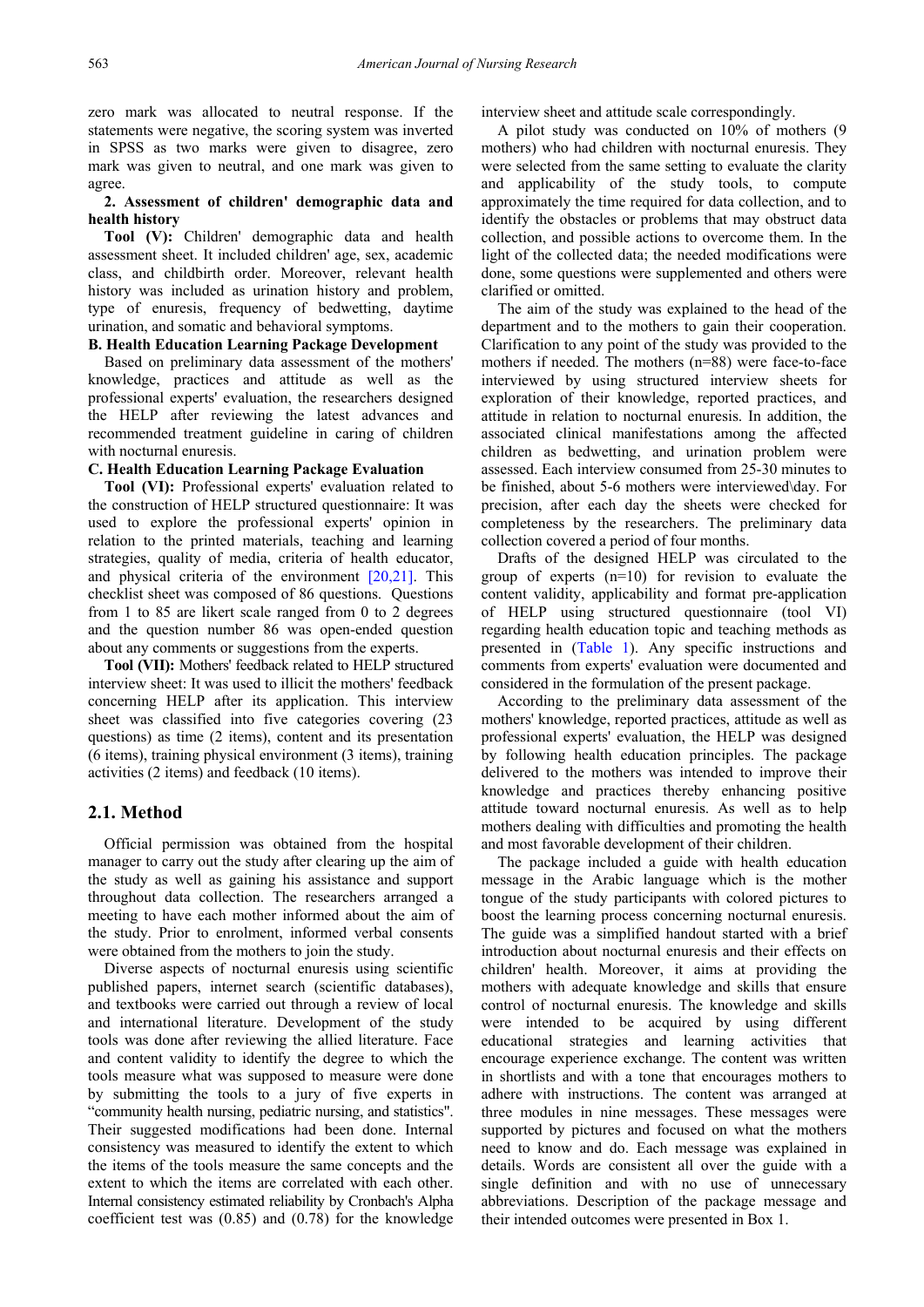zero mark was allocated to neutral response. If the statements were negative, the scoring system was inverted in SPSS as two marks were given to disagree, zero mark was given to neutral, and one mark was given to agree.

**2. Assessment of children' demographic data and health history**

**Tool (V):** Children' demographic data and health assessment sheet. It included children' age, sex, academic class, and childbirth order. Moreover, relevant health history was included as urination history and problem, type of enuresis, frequency of bedwetting, daytime urination, and somatic and behavioral symptoms.

**B. Health Education Learning Package Development**

Based on preliminary data assessment of the mothers' knowledge, practices and attitude as well as the professional experts' evaluation, the researchers designed the HELP after reviewing the latest advances and recommended treatment guideline in caring of children with nocturnal enuresis.

**C. Health Education Learning Package Evaluation**

**Tool (VI):** Professional experts' evaluation related to the construction of HELP structured questionnaire: It was used to explore the professional experts' opinion in relation to the printed materials, teaching and learning strategies, quality of media, criteria of health educator, and physical criteria of the environment [20,21]. This checklist sheet was composed of 86 questions. Questions from 1 to 85 are likert scale ranged from 0 to 2 degrees and the question number 86 was open-ended question about any comments or suggestions from the experts.

**Tool (VII):** Mothers' feedback related to HELP structured interview sheet: It was used to illicit the mothers' feedback concerning HELP after its application. This interview sheet was classified into five categories covering (23 questions) as time (2 items), content and its presentation (6 items), training physical environment (3 items), training activities (2 items) and feedback (10 items).

## 2.1. Method

Official permission was obtained from the hospital manager to carry out the study after clearing up the aim of the study as well as gaining his assistance and support throughout data collection. The researchers arranged a meeting to have each mother informed about the aim of the study. Prior to enrolment, informed verbal consents were obtained from the mothers to join the study.

Diverse aspects of nocturnal enuresis using scientific published papers, internet search (scientific databases), and textbooks were carried out through a review of local and international literature. Development of the study tools was done after reviewing the allied literature. Face and content validity to identify the degree to which the tools measure what was supposed to measure were done by submitting the tools to a jury of five experts in "community health nursing, pediatric nursing, and statistics". Their suggested modifications had been done. Internal consistency was measured to identify the extent to which the items of the tools measure the same concepts and the extent to which the items are correlated with each other. Internal consistency estimated reliability by Cronbach's Alpha coefficient test was (0.85) and (0.78) for the knowledge interview sheet and attitude scale correspondingly.

A pilot study was conducted on 10% of mothers (9 mothers) who had children with nocturnal enuresis. They were selected from the same setting to evaluate the clarity and applicability of the study tools, to compute approximately the time required for data collection, and to identify the obstacles or problems that may obstruct data collection, and possible actions to overcome them. In the light of the collected data; the needed modifications were done, some questions were supplemented and others were clarified or omitted.

The aim of the study was explained to the head of the department and to the mothers to gain their cooperation. Clarification to any point of the study was provided to the mothers if needed. The mothers (n=88) were face-to-face interviewed by using structured interview sheets for exploration of their knowledge, reported practices, and attitude in relation to nocturnal enuresis. In addition, the associated clinical manifestations among the affected children as bedwetting, and urination problem were assessed. Each interview consumed from 25-30 minutes to be finished, about 5-6 mothers were interviewed\day. For precision, after each day the sheets were checked for completeness by the researchers. The preliminary data collection covered a period of four months.

Drafts of the designed HELP was circulated to the group of experts (n=10) for revision to evaluate the content validity, applicability and format pre-application of HELP using structured questionnaire (tool VI) regarding health education topic and teaching methods as presented in (Table 1). Any specific instructions and comments from experts' evaluation were documented and considered in the formulation of the present package.

According to the preliminary data assessment of the mothers' knowledge, reported practices, attitude as well as professional experts' evaluation, the HELP was designed by following health education principles. The package delivered to the mothers was intended to improve their knowledge and practices thereby enhancing positive attitude toward nocturnal enuresis. As well as to help mothers dealing with difficulties and promoting the health and most favorable development of their children.

The package included a guide with health education message in the Arabic language which is the mother tongue of the study participants with colored pictures to boost the learning process concerning nocturnal enuresis. The guide was a simplified handout started with a brief introduction about nocturnal enuresis and their effects on children' health. Moreover, it aims at providing the mothers with adequate knowledge and skills that ensure control of nocturnal enuresis. The knowledge and skills were intended to be acquired by using different educational strategies and learning activities that encourage experience exchange. The content was written in shortlists and with a tone that encourages mothers to adhere with instructions. The content was arranged at three modules in nine messages. These messages were supported by pictures and focused on what the mothers need to know and do. Each message was explained in details. Words are consistent all over the guide with a single definition and with no use of unnecessary abbreviations. Description of the package message and their intended outcomes were presented in Box 1.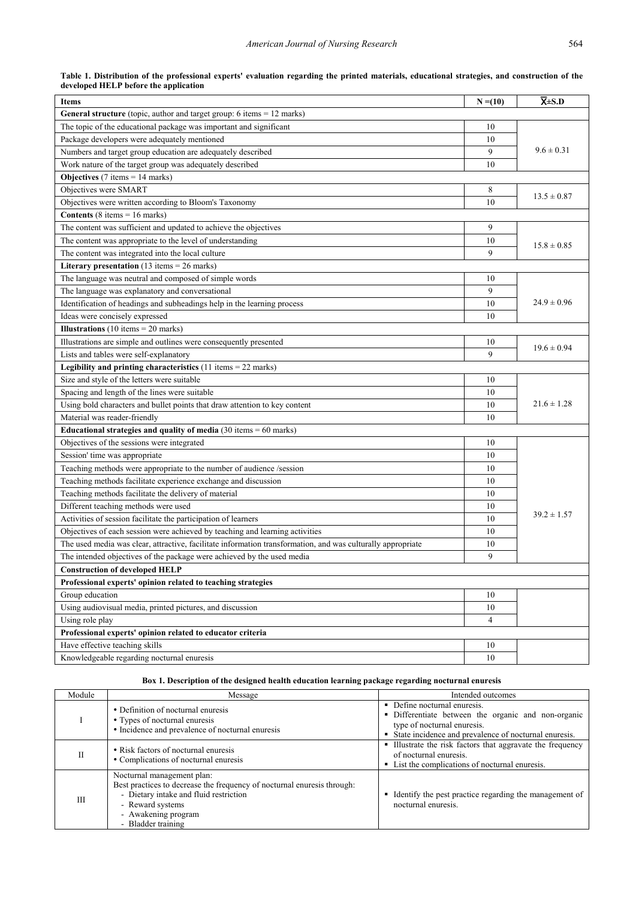**Table 1. Distribution of the professional experts' evaluation regarding the printed materials, educational strategies, and construction of the developed HELP before the application**

| Items | N =(10) | $\overline{X}$±S.D |
|---|---|---|
| **General structure** (topic, author and target group: 6 items = 12 marks) | | |
| The topic of the educational package was important and significant | 10 | 9.6 ± 0.31 |
| Package developers were adequately mentioned | 10 | |
| Numbers and target group education are adequately described | 9 | |
| Work nature of the target group was adequately described | 10 | |
| **Objectives** (7 items = 14 marks) | | |
| Objectives were SMART | 8 | 13.5 ± 0.87 |
| Objectives were written according to Bloom's Taxonomy | 10 | |
| **Contents** (8 items = 16 marks) | | |
| The content was sufficient and updated to achieve the objectives | 9 | 15.8 ± 0.85 |
| The content was appropriate to the level of understanding | 10 | |
| The content was integrated into the local culture | 9 | |
| **Literary presentation** (13 items = 26 marks) | | |
| The language was neutral and composed of simple words | 10 | 24.9 ± 0.96 |
| The language was explanatory and conversational | 9 | |
| Identification of headings and subheadings help in the learning process | 10 | |
| Ideas were concisely expressed | 10 | |
| **Illustrations** (10 items = 20 marks) | | |
| Illustrations are simple and outlines were consequently presented | 10 | 19.6 ± 0.94 |
| Lists and tables were self-explanatory | 9 | |
| **Legibility and printing characteristics** (11 items = 22 marks) | | |
| Size and style of the letters were suitable | 10 | 21.6 ± 1.28 |
| Spacing and length of the lines were suitable | 10 | |
| Using bold characters and bullet points that draw attention to key content | 10 | |
| Material was reader-friendly | 10 | |
| **Educational strategies and quality of media** (30 items = 60 marks) | | |
| Objectives of the sessions were integrated | 10 | 39.2 ± 1.57 |
| Session' time was appropriate | 10 | |
| Teaching methods were appropriate to the number of audience /session | 10 | |
| Teaching methods facilitate experience exchange and discussion | 10 | |
| Teaching methods facilitate the delivery of material | 10 | |
| Different teaching methods were used | 10 | |
| Activities of session facilitate the participation of learners | 10 | |
| Objectives of each session were achieved by teaching and learning activities | 10 | |
| The used media was clear, attractive, facilitate information transformation, and was culturally appropriate | 10 | |
| The intended objectives of the package were achieved by the used media | 9 | |
| **Construction of developed HELP** | | |
| **Professional experts' opinion related to teaching strategies** | | |
| Group education | 10 | |
| Using audiovisual media, printed pictures, and discussion | 10 | |
| Using role play | 4 | |
| **Professional experts' opinion related to educator criteria** | | |
| Have effective teaching skills | 10 | |
| Knowledgeable regarding nocturnal enuresis | 10 | |

**Box 1. Description of the designed health education learning package regarding nocturnal enuresis**

| Module | Message | Intended outcomes |
|---|---|---|
| I | • Definition of nocturnal enuresis<br>• Types of nocturnal enuresis<br>• Incidence and prevalence of nocturnal enuresis | ▪ Define nocturnal enuresis.<br>▪ Differentiate between the organic and non-organic type of nocturnal enuresis.<br>▪ State incidence and prevalence of nocturnal enuresis. |
| II | • Risk factors of nocturnal enuresis<br>• Complications of nocturnal enuresis | ▪ Illustrate the risk factors that aggravate the frequency of nocturnal enuresis.<br>▪ List the complications of nocturnal enuresis. |
| III | Nocturnal management plan:<br>Best practices to decrease the frequency of nocturnal enuresis through:<br>- Dietary intake and fluid restriction<br>- Reward systems<br>- Awakening program<br>- Bladder training | ▪ Identify the pest practice regarding the management of nocturnal enuresis. |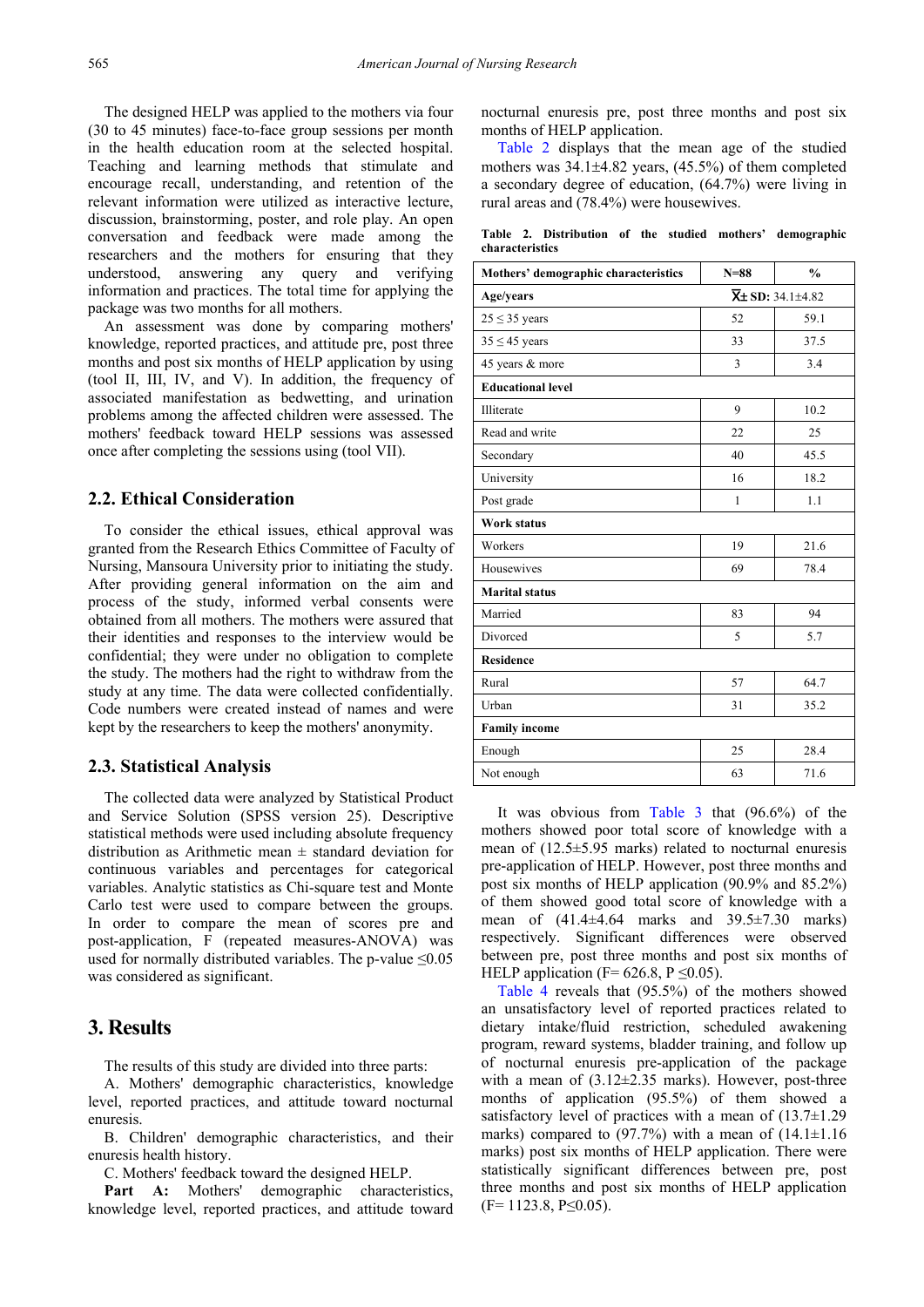The designed HELP was applied to the mothers via four (30 to 45 minutes) face-to-face group sessions per month in the health education room at the selected hospital. Teaching and learning methods that stimulate and encourage recall, understanding, and retention of the relevant information were utilized as interactive lecture, discussion, brainstorming, poster, and role play. An open conversation and feedback were made among the researchers and the mothers for ensuring that they understood, answering any query and verifying information and practices. The total time for applying the package was two months for all mothers.

An assessment was done by comparing mothers' knowledge, reported practices, and attitude pre, post three months and post six months of HELP application by using (tool II, III, IV, and V). In addition, the frequency of associated manifestation as bedwetting, and urination problems among the affected children were assessed. The mothers' feedback toward HELP sessions was assessed once after completing the sessions using (tool VII).

## 2.2. Ethical Consideration

To consider the ethical issues, ethical approval was granted from the Research Ethics Committee of Faculty of Nursing, Mansoura University prior to initiating the study. After providing general information on the aim and process of the study, informed verbal consents were obtained from all mothers. The mothers were assured that their identities and responses to the interview would be confidential; they were under no obligation to complete the study. The mothers had the right to withdraw from the study at any time. The data were collected confidentially. Code numbers were created instead of names and were kept by the researchers to keep the mothers' anonymity.

## 2.3. Statistical Analysis

The collected data were analyzed by Statistical Product and Service Solution (SPSS version 25). Descriptive statistical methods were used including absolute frequency distribution as Arithmetic mean ± standard deviation for continuous variables and percentages for categorical variables. Analytic statistics as Chi-square test and Monte Carlo test were used to compare between the groups. In order to compare the mean of scores pre and post-application, F (repeated measures-ANOVA) was used for normally distributed variables. The p-value ≤0.05 was considered as significant.

# 3. Results

The results of this study are divided into three parts:

A. Mothers' demographic characteristics, knowledge level, reported practices, and attitude toward nocturnal enuresis.

B. Children' demographic characteristics, and their enuresis health history.

C. Mothers' feedback toward the designed HELP.

**Part A:** Mothers' demographic characteristics, knowledge level, reported practices, and attitude toward nocturnal enuresis pre, post three months and post six months of HELP application.

Table 2 displays that the mean age of the studied mothers was 34.1±4.82 years, (45.5%) of them completed a secondary degree of education, (64.7%) were living in rural areas and (78.4%) were housewives.

**Table 2. Distribution of the studied mothers' demographic characteristics**

| Mothers' demographic characteristics | N=88 | % |
|---|---|---|
| **Age/years** | **$\bar{X}$± SD:** 34.1±4.82 | |
| 25 ≤ 35 years | 52 | 59.1 |
| 35 ≤ 45 years | 33 | 37.5 |
| 45 years & more | 3 | 3.4 |
| **Educational level** | | |
| Illiterate | 9 | 10.2 |
| Read and write | 22 | 25 |
| Secondary | 40 | 45.5 |
| University | 16 | 18.2 |
| Post grade | 1 | 1.1 |
| **Work status** | | |
| Workers | 19 | 21.6 |
| Housewives | 69 | 78.4 |
| **Marital status** | | |
| Married | 83 | 94 |
| Divorced | 5 | 5.7 |
| **Residence** | | |
| Rural | 57 | 64.7 |
| Urban | 31 | 35.2 |
| **Family income** | | |
| Enough | 25 | 28.4 |
| Not enough | 63 | 71.6 |

It was obvious from Table 3 that (96.6%) of the mothers showed poor total score of knowledge with a mean of (12.5±5.95 marks) related to nocturnal enuresis pre-application of HELP. However, post three months and post six months of HELP application (90.9% and 85.2%) of them showed good total score of knowledge with a mean of (41.4±4.64 marks and 39.5±7.30 marks) respectively. Significant differences were observed between pre, post three months and post six months of HELP application (F= 626.8, P ≤0.05).

Table 4 reveals that (95.5%) of the mothers showed an unsatisfactory level of reported practices related to dietary intake/fluid restriction, scheduled awakening program, reward systems, bladder training, and follow up of nocturnal enuresis pre-application of the package with a mean of (3.12±2.35 marks). However, post-three months of application (95.5%) of them showed a satisfactory level of practices with a mean of (13.7±1.29 marks) compared to (97.7%) with a mean of (14.1±1.16 marks) post six months of HELP application. There were statistically significant differences between pre, post three months and post six months of HELP application (F= 1123.8, P≤0.05).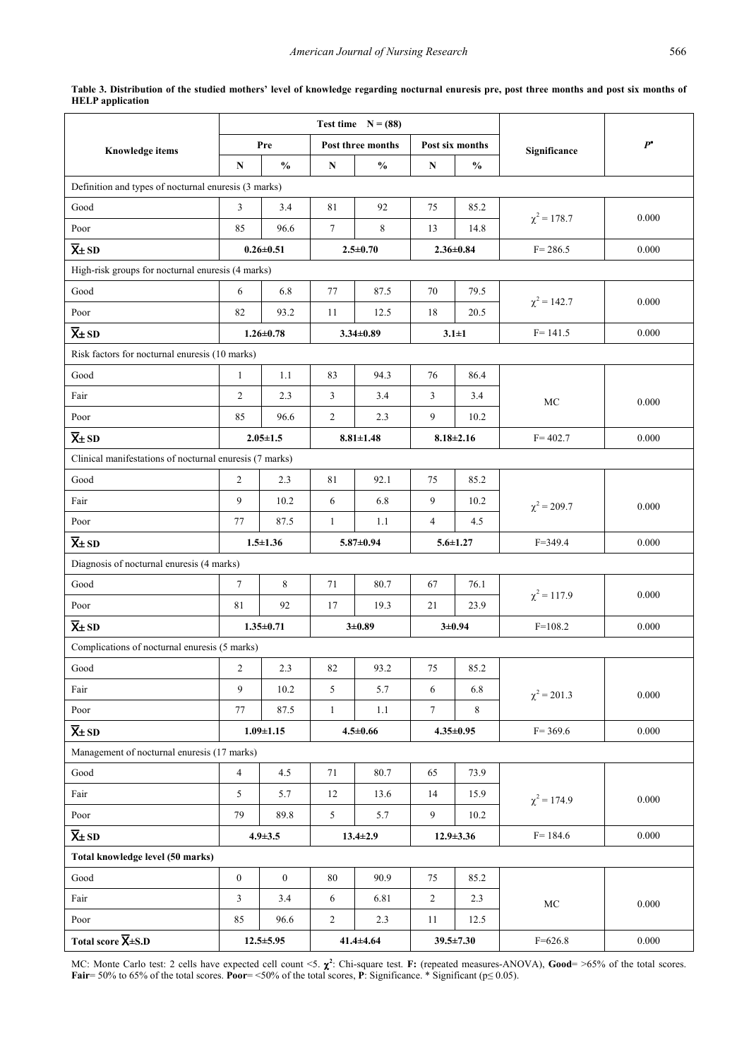**Table 3. Distribution of the studied mothers' level of knowledge regarding nocturnal enuresis pre, post three months and post six months of HELP application**

| Knowledge items | Test time N = (88) | | | | | | Significance | $P^{*}$ |
|---|---|---|---|---|---|---|---|---|
| | Pre | | Post three months | | Post six months | | | |
| | N | % | N | % | N | % | | |
| Definition and types of nocturnal enuresis (3 marks) | | | | | | | | |
| Good | 3 | 3.4 | 81 | 92 | 75 | 85.2 | $\chi^2 = 178.7$ | 0.000 |
| Poor | 85 | 96.6 | 7 | 8 | 13 | 14.8 | | |
| $\overline{X} \pm$ SD | 0.26±0.51 | | 2.5±0.70 | | 2.36±0.84 | | F= 286.5 | 0.000 |
| High-risk groups for nocturnal enuresis (4 marks) | | | | | | | | |
| Good | 6 | 6.8 | 77 | 87.5 | 70 | 79.5 | $\chi^2 = 142.7$ | 0.000 |
| Poor | 82 | 93.2 | 11 | 12.5 | 18 | 20.5 | | |
| $\overline{X} \pm$ SD | 1.26±0.78 | | 3.34±0.89 | | 3.1±1 | | F= 141.5 | 0.000 |
| Risk factors for nocturnal enuresis (10 marks) | | | | | | | | |
| Good | 1 | 1.1 | 83 | 94.3 | 76 | 86.4 | MC | 0.000 |
| Fair | 2 | 2.3 | 3 | 3.4 | 3 | 3.4 | | |
| Poor | 85 | 96.6 | 2 | 2.3 | 9 | 10.2 | | |
| $\overline{X} \pm$ SD | 2.05±1.5 | | 8.81±1.48 | | 8.18±2.16 | | F= 402.7 | 0.000 |
| Clinical manifestations of nocturnal enuresis (7 marks) | | | | | | | | |
| Good | 2 | 2.3 | 81 | 92.1 | 75 | 85.2 | $\chi^2 = 209.7$ | 0.000 |
| Fair | 9 | 10.2 | 6 | 6.8 | 9 | 10.2 | | |
| Poor | 77 | 87.5 | 1 | 1.1 | 4 | 4.5 | | |
| $\overline{X} \pm$ SD | 1.5±1.36 | | 5.87±0.94 | | 5.6±1.27 | | F=349.4 | 0.000 |
| Diagnosis of nocturnal enuresis (4 marks) | | | | | | | | |
| Good | 7 | 8 | 71 | 80.7 | 67 | 76.1 | $\chi^2 = 117.9$ | 0.000 |
| Poor | 81 | 92 | 17 | 19.3 | 21 | 23.9 | | |
| $\overline{X} \pm$ SD | 1.35±0.71 | | 3±0.89 | | 3±0.94 | | F=108.2 | 0.000 |
| Complications of nocturnal enuresis (5 marks) | | | | | | | | |
| Good | 2 | 2.3 | 82 | 93.2 | 75 | 85.2 | $\chi^2 = 201.3$ | 0.000 |
| Fair | 9 | 10.2 | 5 | 5.7 | 6 | 6.8 | | |
| Poor | 77 | 87.5 | 1 | 1.1 | 7 | 8 | | |
| $\overline{X} \pm$ SD | 1.09±1.15 | | 4.5±0.66 | | 4.35±0.95 | | F= 369.6 | 0.000 |
| Management of nocturnal enuresis (17 marks) | | | | | | | | |
| Good | 4 | 4.5 | 71 | 80.7 | 65 | 73.9 | $\chi^2 = 174.9$ | 0.000 |
| Fair | 5 | 5.7 | 12 | 13.6 | 14 | 15.9 | | |
| Poor | 79 | 89.8 | 5 | 5.7 | 9 | 10.2 | | |
| $\overline{X} \pm$ SD | 4.9±3.5 | | 13.4±2.9 | | 12.9±3.36 | | F= 184.6 | 0.000 |
| **Total knowledge level (50 marks)** | | | | | | | | |
| Good | 0 | 0 | 80 | 90.9 | 75 | 85.2 | MC | 0.000 |
| Fair | 3 | 3.4 | 6 | 6.81 | 2 | 2.3 | | |
| Poor | 85 | 96.6 | 2 | 2.3 | 11 | 12.5 | | |
| **Total score $\overline{X} \pm$S.D** | 12.5±5.95 | | 41.4±4.64 | | 39.5±7.30 | | F=626.8 | 0.000 |

MC: Monte Carlo test: 2 cells have expected cell count <5. $\chi^2$: Chi-square test. **F:** (repeated measures-ANOVA), **Good**= >65% of the total scores. **Fair**= 50% to 65% of the total scores. **Poor**= <50% of the total scores, **P**: Significance. * Significant ($p \leq 0.05$).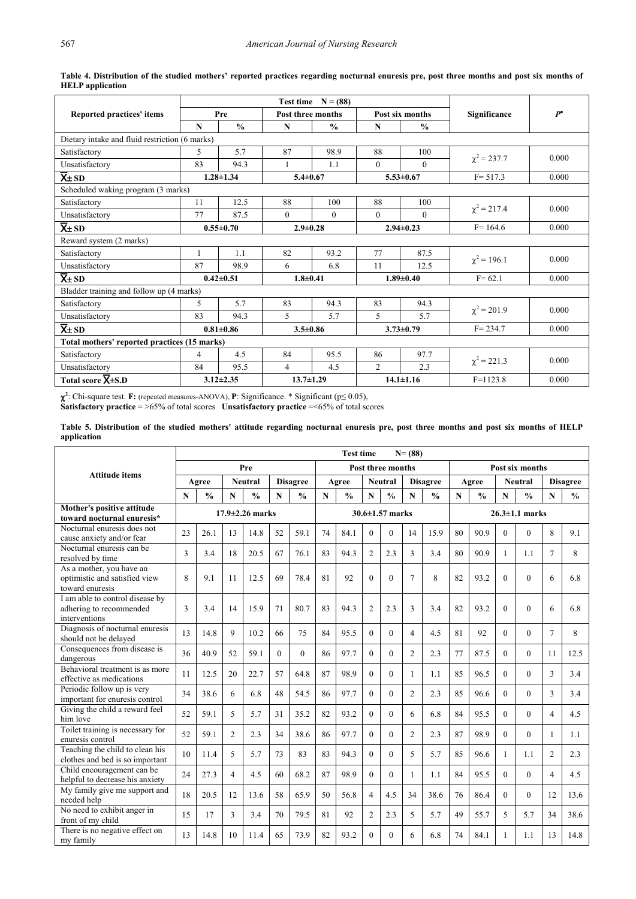**Table 4. Distribution of the studied mothers' reported practices regarding nocturnal enuresis pre, post three months and post six months of HELP application**

| Reported practices' items | Test time N = (88) | | | | | | Significance | *P* |
|---|---|---|---|---|---|---|---|---|
| | Pre | | Post three months | | Post six months | | | |
| | N | % | N | % | N | % | | |
| Dietary intake and fluid restriction (6 marks) | | | | | | | | |
| Satisfactory | 5 | 5.7 | 87 | 98.9 | 88 | 100 | $\chi^2$ = 237.7 | 0.000 |
| Unsatisfactory | 83 | 94.3 | 1 | 1.1 | 0 | 0 | | |
| $\bar{X}$± SD | 1.28±1.34 | | 5.4±0.67 | | 5.53±0.67 | | F= 517.3 | 0.000 |
| Scheduled waking program (3 marks) | | | | | | | | |
| Satisfactory | 11 | 12.5 | 88 | 100 | 88 | 100 | $\chi^2$ = 217.4 | 0.000 |
| Unsatisfactory | 77 | 87.5 | 0 | 0 | 0 | 0 | | |
| $\bar{X}$± SD | 0.55±0.70 | | 2.9±0.28 | | 2.94±0.23 | | F= 164.6 | 0.000 |
| Reward system (2 marks) | | | | | | | | |
| Satisfactory | 1 | 1.1 | 82 | 93.2 | 77 | 87.5 | $\chi^2$ = 196.1 | 0.000 |
| Unsatisfactory | 87 | 98.9 | 6 | 6.8 | 11 | 12.5 | | |
| $\bar{X}$± SD | 0.42±0.51 | | 1.8±0.41 | | 1.89±0.40 | | F= 62.1 | 0.000 |
| Bladder training and follow up (4 marks) | | | | | | | | |
| Satisfactory | 5 | 5.7 | 83 | 94.3 | 83 | 94.3 | $\chi^2$ = 201.9 | 0.000 |
| Unsatisfactory | 83 | 94.3 | 5 | 5.7 | 5 | 5.7 | | |
| $\bar{X}$± SD | 0.81±0.86 | | 3.5±0.86 | | 3.73±0.79 | | F= 234.7 | 0.000 |
| **Total mothers' reported practices (15 marks)** | | | | | | | | |
| Satisfactory | 4 | 4.5 | 84 | 95.5 | 86 | 97.7 | $\chi^2$ = 221.3 | 0.000 |
| Unsatisfactory | 84 | 95.5 | 4 | 4.5 | 2 | 2.3 | | |
| **Total score $\bar{X}$±S.D** | 3.12±2.35 | | 13.7±1.29 | | 14.1±1.16 | | F=1123.8 | 0.000 |

$\chi^2$: Chi-square test. **F:** (repeated measures-ANOVA), **P**: Significance. * Significant ($p \leq 0.05$),
**Satisfactory practice** = >65% of total scores **Unsatisfactory practice** =<65% of total scores

**Table 5. Distribution of the studied mothers' attitude regarding nocturnal enuresis pre, post three months and post six months of HELP application**

| Attitude items | Test time N= (88) | | | | | | | | | | | | | | | | | |
|---|---|---|---|---|---|---|---|---|---|---|---|---|---|---|---|---|---|---|
| | Pre | | | | | | Post three months | | | | | | Post six months | | | | | |
| | Agree | | Neutral | | Disagree | | Agree | | Neutral | | Disagree | | Agree | | Neutral | | Disagree | |
| | N | % | N | % | N | % | N | % | N | % | N | % | N | % | N | % | N | % |
| **Mother's positive attitude toward nocturnal enuresis*** | 17.9±2.26 marks | | | | | | 30.6±1.57 marks | | | | | | 26.3±1.1 marks | | | | | |
| Nocturnal enuresis does not cause anxiety and/or fear | 23 | 26.1 | 13 | 14.8 | 52 | 59.1 | 74 | 84.1 | 0 | 0 | 14 | 15.9 | 80 | 90.9 | 0 | 0 | 8 | 9.1 |
| Nocturnal enuresis can be resolved by time | 3 | 3.4 | 18 | 20.5 | 67 | 76.1 | 83 | 94.3 | 2 | 2.3 | 3 | 3.4 | 80 | 90.9 | 1 | 1.1 | 7 | 8 |
| As a mother, you have an optimistic and satisfied view toward enuresis | 8 | 9.1 | 11 | 12.5 | 69 | 78.4 | 81 | 92 | 0 | 0 | 7 | 8 | 82 | 93.2 | 0 | 0 | 6 | 6.8 |
| I am able to control disease by adhering to recommended interventions | 3 | 3.4 | 14 | 15.9 | 71 | 80.7 | 83 | 94.3 | 2 | 2.3 | 3 | 3.4 | 82 | 93.2 | 0 | 0 | 6 | 6.8 |
| Diagnosis of nocturnal enuresis should not be delayed | 13 | 14.8 | 9 | 10.2 | 66 | 75 | 84 | 95.5 | 0 | 0 | 4 | 4.5 | 81 | 92 | 0 | 0 | 7 | 8 |
| Consequences from disease is dangerous | 36 | 40.9 | 52 | 59.1 | 0 | 0 | 86 | 97.7 | 0 | 0 | 2 | 2.3 | 77 | 87.5 | 0 | 0 | 11 | 12.5 |
| Behavioral treatment is as more effective as medications | 11 | 12.5 | 20 | 22.7 | 57 | 64.8 | 87 | 98.9 | 0 | 0 | 1 | 1.1 | 85 | 96.5 | 0 | 0 | 3 | 3.4 |
| Periodic follow up is very important for enuresis control | 34 | 38.6 | 6 | 6.8 | 48 | 54.5 | 86 | 97.7 | 0 | 0 | 2 | 2.3 | 85 | 96.6 | 0 | 0 | 3 | 3.4 |
| Giving the child a reward feel him love | 52 | 59.1 | 5 | 5.7 | 31 | 35.2 | 82 | 93.2 | 0 | 0 | 6 | 6.8 | 84 | 95.5 | 0 | 0 | 4 | 4.5 |
| Toilet training is necessary for enuresis control | 52 | 59.1 | 2 | 2.3 | 34 | 38.6 | 86 | 97.7 | 0 | 0 | 2 | 2.3 | 87 | 98.9 | 0 | 0 | 1 | 1.1 |
| Teaching the child to clean his clothes and bed is so important | 10 | 11.4 | 5 | 5.7 | 73 | 83 | 83 | 94.3 | 0 | 0 | 5 | 5.7 | 85 | 96.6 | 1 | 1.1 | 2 | 2.3 |
| Child encouragement can be helpful to decrease his anxiety | 24 | 27.3 | 4 | 4.5 | 60 | 68.2 | 87 | 98.9 | 0 | 0 | 1 | 1.1 | 84 | 95.5 | 0 | 0 | 4 | 4.5 |
| My family give me support and needed help | 18 | 20.5 | 12 | 13.6 | 58 | 65.9 | 50 | 56.8 | 4 | 4.5 | 34 | 38.6 | 76 | 86.4 | 0 | 0 | 12 | 13.6 |
| No need to exhibit anger in front of my child | 15 | 17 | 3 | 3.4 | 70 | 79.5 | 81 | 92 | 2 | 2.3 | 5 | 5.7 | 49 | 55.7 | 5 | 5.7 | 34 | 38.6 |
| There is no negative effect on my family | 13 | 14.8 | 10 | 11.4 | 65 | 73.9 | 82 | 93.2 | 0 | 0 | 6 | 6.8 | 74 | 84.1 | 1 | 1.1 | 13 | 14.8 |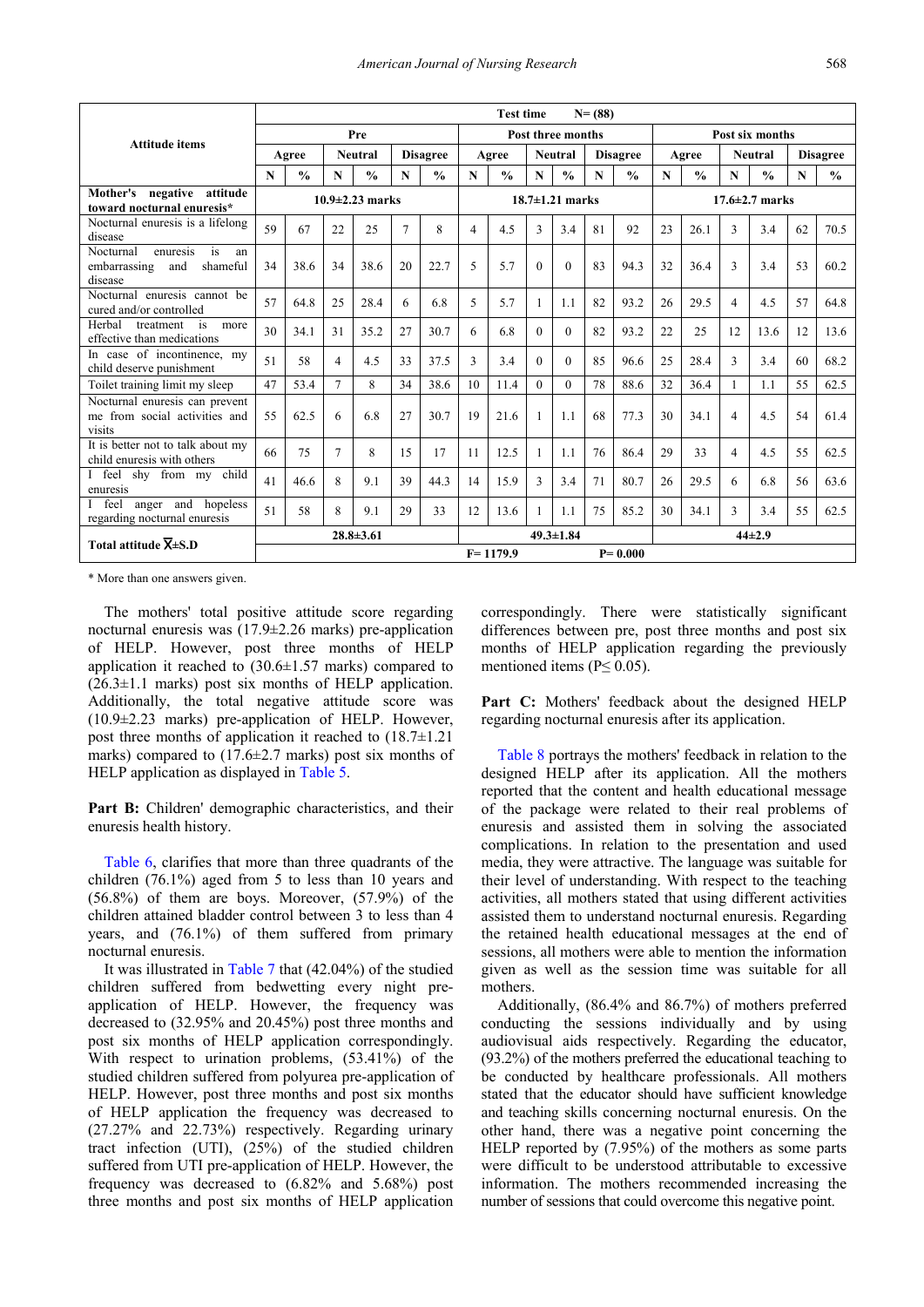| Attitude items | Test time N= (88) | | | | | | | | | | | | | | | | | |
|---|---|---|---|---|---|---|---|---|---|---|---|---|---|---|---|---|---|---|
| | Pre | | | | | | Post three months | | | | | | Post six months | | | | | |
| | Agree | | Neutral | | Disagree | | Agree | | Neutral | | Disagree | | Agree | | Neutral | | Disagree | |
| | N | % | N | % | N | % | N | % | N | % | N | % | N | % | N | % | N | % |
| **Mother's negative attitude toward nocturnal enuresis*** | 10.9±2.23 marks | | | | | | 18.7±1.21 marks | | | | | | 17.6±2.7 marks | | | | | |
| Nocturnal enuresis is a lifelong disease | 59 | 67 | 22 | 25 | 7 | 8 | 4 | 4.5 | 3 | 3.4 | 81 | 92 | 23 | 26.1 | 3 | 3.4 | 62 | 70.5 |
| Nocturnal enuresis is an embarrassing and shameful disease | 34 | 38.6 | 34 | 38.6 | 20 | 22.7 | 5 | 5.7 | 0 | 0 | 83 | 94.3 | 32 | 36.4 | 3 | 3.4 | 53 | 60.2 |
| Nocturnal enuresis cannot be cured and/or controlled | 57 | 64.8 | 25 | 28.4 | 6 | 6.8 | 5 | 5.7 | 1 | 1.1 | 82 | 93.2 | 26 | 29.5 | 4 | 4.5 | 57 | 64.8 |
| Herbal treatment is more effective than medications | 30 | 34.1 | 31 | 35.2 | 27 | 30.7 | 6 | 6.8 | 0 | 0 | 82 | 93.2 | 22 | 25 | 12 | 13.6 | 12 | 13.6 |
| In case of incontinence, my child deserve punishment | 51 | 58 | 4 | 4.5 | 33 | 37.5 | 3 | 3.4 | 0 | 0 | 85 | 96.6 | 25 | 28.4 | 3 | 3.4 | 60 | 68.2 |
| Toilet training limit my sleep | 47 | 53.4 | 7 | 8 | 34 | 38.6 | 10 | 11.4 | 0 | 0 | 78 | 88.6 | 32 | 36.4 | 1 | 1.1 | 55 | 62.5 |
| Nocturnal enuresis can prevent me from social activities and visits | 55 | 62.5 | 6 | 6.8 | 27 | 30.7 | 19 | 21.6 | 1 | 1.1 | 68 | 77.3 | 30 | 34.1 | 4 | 4.5 | 54 | 61.4 |
| It is better not to talk about my child enuresis with others | 66 | 75 | 7 | 8 | 15 | 17 | 11 | 12.5 | 1 | 1.1 | 76 | 86.4 | 29 | 33 | 4 | 4.5 | 55 | 62.5 |
| I feel shy from my child enuresis | 41 | 46.6 | 8 | 9.1 | 39 | 44.3 | 14 | 15.9 | 3 | 3.4 | 71 | 80.7 | 26 | 29.5 | 6 | 6.8 | 56 | 63.6 |
| I feel anger and hopeless regarding nocturnal enuresis | 51 | 58 | 8 | 9.1 | 29 | 33 | 12 | 13.6 | 1 | 1.1 | 75 | 85.2 | 30 | 34.1 | 3 | 3.4 | 55 | 62.5 |
| **Total attitude $\overline{X}$±S.D** | 28.8±3.61 | | | | | | 49.3±1.84 | | | | | | 44±2.9 | | | | | |
| | F= 1179.9 | | | | | | | | | | P= 0.000 | | | | | | | |

\* More than one answers given.

The mothers' total positive attitude score regarding nocturnal enuresis was (17.9±2.26 marks) pre-application of HELP. However, post three months of HELP application it reached to (30.6±1.57 marks) compared to (26.3±1.1 marks) post six months of HELP application. Additionally, the total negative attitude score was (10.9±2.23 marks) pre-application of HELP. However, post three months of application it reached to (18.7±1.21 marks) compared to (17.6±2.7 marks) post six months of HELP application as displayed in Table 5.

**Part B:** Children' demographic characteristics, and their enuresis health history.

Table 6, clarifies that more than three quadrants of the children (76.1%) aged from 5 to less than 10 years and (56.8%) of them are boys. Moreover, (57.9%) of the children attained bladder control between 3 to less than 4 years, and (76.1%) of them suffered from primary nocturnal enuresis.

It was illustrated in Table 7 that (42.04%) of the studied children suffered from bedwetting every night pre-application of HELP. However, the frequency was decreased to (32.95% and 20.45%) post three months and post six months of HELP application correspondingly. With respect to urination problems, (53.41%) of the studied children suffered from polyurea pre-application of HELP. However, post three months and post six months of HELP application the frequency was decreased to (27.27% and 22.73%) respectively. Regarding urinary tract infection (UTI), (25%) of the studied children suffered from UTI pre-application of HELP. However, the frequency was decreased to (6.82% and 5.68%) post three months and post six months of HELP application correspondingly. There were statistically significant differences between pre, post three months and post six months of HELP application regarding the previously mentioned items (P≤ 0.05).

**Part C:** Mothers' feedback about the designed HELP regarding nocturnal enuresis after its application.

Table 8 portrays the mothers' feedback in relation to the designed HELP after its application. All the mothers reported that the content and health educational message of the package were related to their real problems of enuresis and assisted them in solving the associated complications. In relation to the presentation and used media, they were attractive. The language was suitable for their level of understanding. With respect to the teaching activities, all mothers stated that using different activities assisted them to understand nocturnal enuresis. Regarding the retained health educational messages at the end of sessions, all mothers were able to mention the information given as well as the session time was suitable for all mothers.

Additionally, (86.4% and 86.7%) of mothers preferred conducting the sessions individually and by using audiovisual aids respectively. Regarding the educator, (93.2%) of the mothers preferred the educational teaching to be conducted by healthcare professionals. All mothers stated that the educator should have sufficient knowledge and teaching skills concerning nocturnal enuresis. On the other hand, there was a negative point concerning the HELP reported by (7.95%) of the mothers as some parts were difficult to be understood attributable to excessive information. The mothers recommended increasing the number of sessions that could overcome this negative point.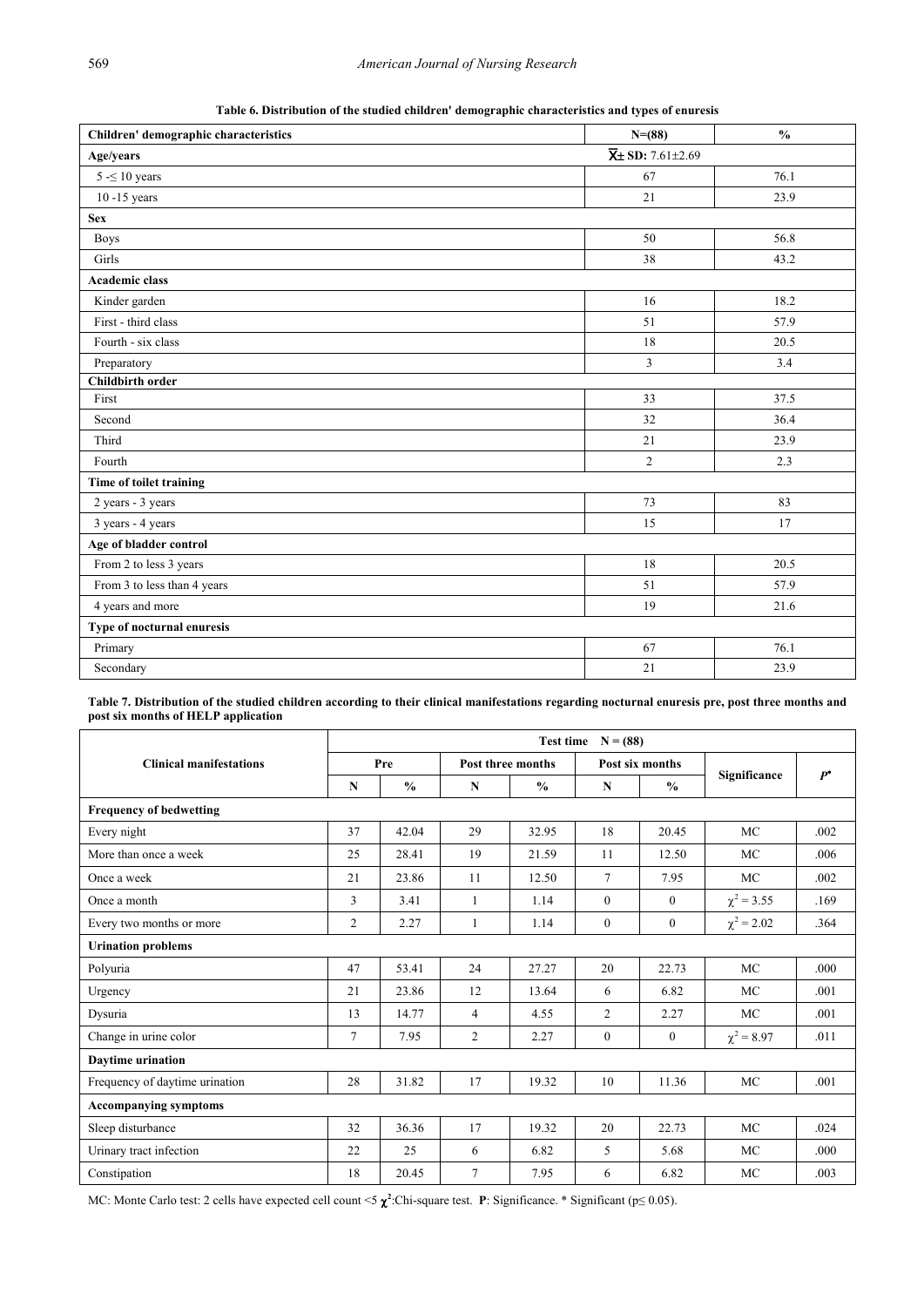**Table 6. Distribution of the studied children' demographic characteristics and types of enuresis**

| Children' demographic characteristics | N=(88) | % |
|---|---|---|
| **Age/years** | $\bar{X}$± SD: 7.61±2.69 | |
| 5 -≤ 10 years | 67 | 76.1 |
| 10 -15 years | 21 | 23.9 |
| **Sex** | | |
| Boys | 50 | 56.8 |
| Girls | 38 | 43.2 |
| **Academic class** | | |
| Kinder garden | 16 | 18.2 |
| First - third class | 51 | 57.9 |
| Fourth - six class | 18 | 20.5 |
| Preparatory | 3 | 3.4 |
| **Childbirth order** | | |
| First | 33 | 37.5 |
| Second | 32 | 36.4 |
| Third | 21 | 23.9 |
| Fourth | 2 | 2.3 |
| **Time of toilet training** | | |
| 2 years - 3 years | 73 | 83 |
| 3 years - 4 years | 15 | 17 |
| **Age of bladder control** | | |
| From 2 to less 3 years | 18 | 20.5 |
| From 3 to less than 4 years | 51 | 57.9 |
| 4 years and more | 19 | 21.6 |
| **Type of nocturnal enuresis** | | |
| Primary | 67 | 76.1 |
| Secondary | 21 | 23.9 |

**Table 7. Distribution of the studied children according to their clinical manifestations regarding nocturnal enuresis pre, post three months and post six months of HELP application**

| Clinical manifestations | Test time N = (88) | | | | | | | |
|---|---|---|---|---|---|---|---|---|
| | Pre | | Post three months | | Post six months | | Significance | *P** |
| | N | % | N | % | N | % | | |
| **Frequency of bedwetting** | | | | | | | | |
| Every night | 37 | 42.04 | 29 | 32.95 | 18 | 20.45 | MC | .002 |
| More than once a week | 25 | 28.41 | 19 | 21.59 | 11 | 12.50 | MC | .006 |
| Once a week | 21 | 23.86 | 11 | 12.50 | 7 | 7.95 | MC | .002 |
| Once a month | 3 | 3.41 | 1 | 1.14 | 0 | 0 | $\chi^2 = 3.55$ | .169 |
| Every two months or more | 2 | 2.27 | 1 | 1.14 | 0 | 0 | $\chi^2 = 2.02$ | .364 |
| **Urination problems** | | | | | | | | |
| Polyuria | 47 | 53.41 | 24 | 27.27 | 20 | 22.73 | MC | .000 |
| Urgency | 21 | 23.86 | 12 | 13.64 | 6 | 6.82 | MC | .001 |
| Dysuria | 13 | 14.77 | 4 | 4.55 | 2 | 2.27 | MC | .001 |
| Change in urine color | 7 | 7.95 | 2 | 2.27 | 0 | 0 | $\chi^2 = 8.97$ | .011 |
| **Daytime urination** | | | | | | | | |
| Frequency of daytime urination | 28 | 31.82 | 17 | 19.32 | 10 | 11.36 | MC | .001 |
| **Accompanying symptoms** | | | | | | | | |
| Sleep disturbance | 32 | 36.36 | 17 | 19.32 | 20 | 22.73 | MC | .024 |
| Urinary tract infection | 22 | 25 | 6 | 6.82 | 5 | 5.68 | MC | .000 |
| Constipation | 18 | 20.45 | 7 | 7.95 | 6 | 6.82 | MC | .003 |

MC: Monte Carlo test: 2 cells have expected cell count <5 $\chi^2$:Chi-square test. **P**: Significance. * Significant (p≤ 0.05).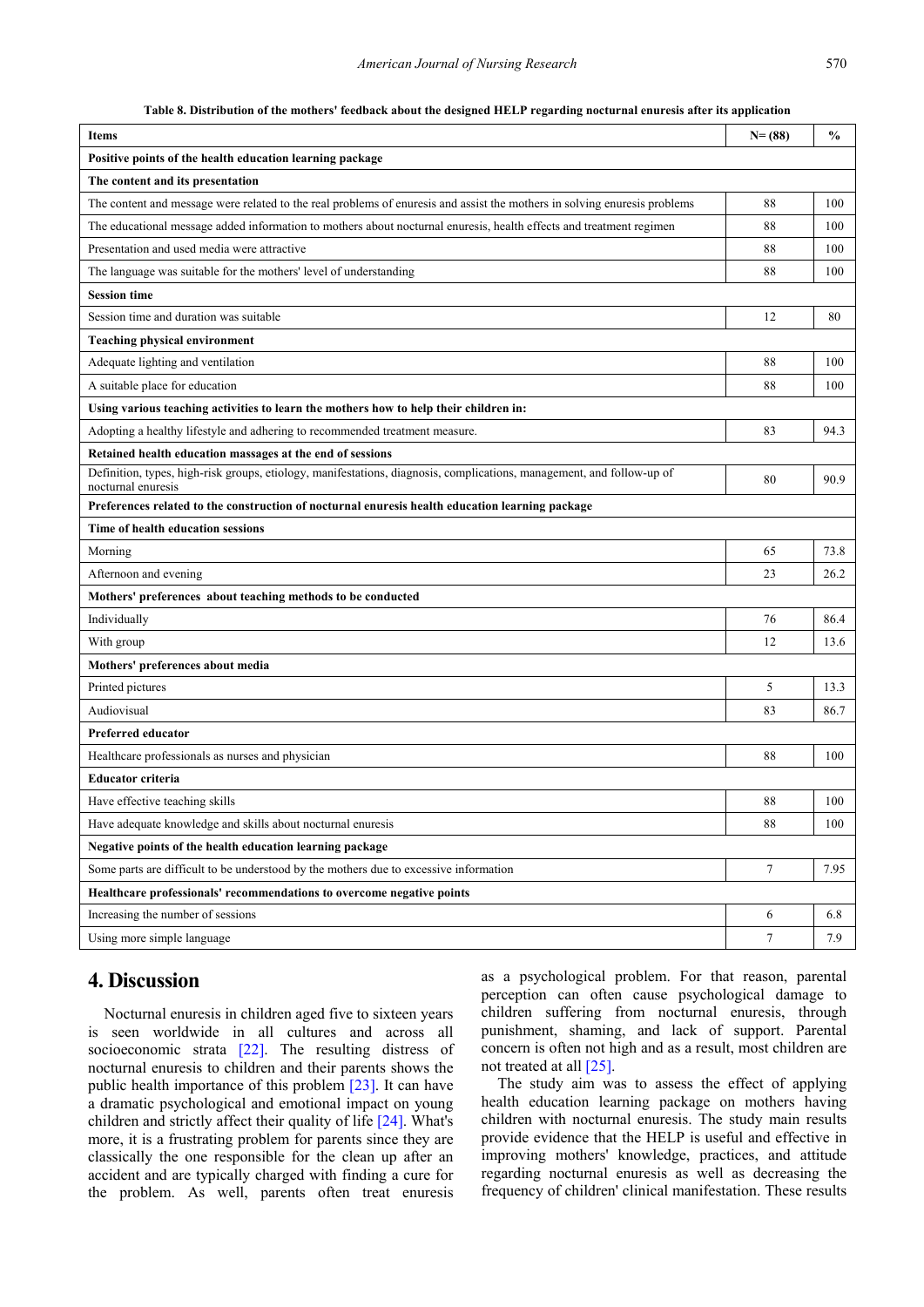**Table 8. Distribution of the mothers' feedback about the designed HELP regarding nocturnal enuresis after its application**

| Items | N= (88) | % |
|---|---|---|
| **Positive points of the health education learning package** | | |
| **The content and its presentation** | | |
| The content and message were related to the real problems of enuresis and assist the mothers in solving enuresis problems | 88 | 100 |
| The educational message added information to mothers about nocturnal enuresis, health effects and treatment regimen | 88 | 100 |
| Presentation and used media were attractive | 88 | 100 |
| The language was suitable for the mothers' level of understanding | 88 | 100 |
| **Session time** | | |
| Session time and duration was suitable | 12 | 80 |
| **Teaching physical environment** | | |
| Adequate lighting and ventilation | 88 | 100 |
| A suitable place for education | 88 | 100 |
| **Using various teaching activities to learn the mothers how to help their children in:** | | |
| Adopting a healthy lifestyle and adhering to recommended treatment measure. | 83 | 94.3 |
| **Retained health education massages at the end of sessions** | | |
| Definition, types, high-risk groups, etiology, manifestations, diagnosis, complications, management, and follow-up of nocturnal enuresis | 80 | 90.9 |
| **Preferences related to the construction of nocturnal enuresis health education learning package** | | |
| **Time of health education sessions** | | |
| Morning | 65 | 73.8 |
| Afternoon and evening | 23 | 26.2 |
| **Mothers' preferences about teaching methods to be conducted** | | |
| Individually | 76 | 86.4 |
| With group | 12 | 13.6 |
| **Mothers' preferences about media** | | |
| Printed pictures | 5 | 13.3 |
| Audiovisual | 83 | 86.7 |
| **Preferred educator** | | |
| Healthcare professionals as nurses and physician | 88 | 100 |
| **Educator criteria** | | |
| Have effective teaching skills | 88 | 100 |
| Have adequate knowledge and skills about nocturnal enuresis | 88 | 100 |
| **Negative points of the health education learning package** | | |
| Some parts are difficult to be understood by the mothers due to excessive information | 7 | 7.95 |
| **Healthcare professionals' recommendations to overcome negative points** | | |
| Increasing the number of sessions | 6 | 6.8 |
| Using more simple language | 7 | 7.9 |

## 4. Discussion

Nocturnal enuresis in children aged five to sixteen years is seen worldwide in all cultures and across all socioeconomic strata [22]. The resulting distress of nocturnal enuresis to children and their parents shows the public health importance of this problem [23]. It can have a dramatic psychological and emotional impact on young children and strictly affect their quality of life [24]. What's more, it is a frustrating problem for parents since they are classically the one responsible for the clean up after an accident and are typically charged with finding a cure for the problem. As well, parents often treat enuresis as a psychological problem. For that reason, parental perception can often cause psychological damage to children suffering from nocturnal enuresis, through punishment, shaming, and lack of support. Parental concern is often not high and as a result, most children are not treated at all [25].

The study aim was to assess the effect of applying health education learning package on mothers having children with nocturnal enuresis. The study main results provide evidence that the HELP is useful and effective in improving mothers' knowledge, practices, and attitude regarding nocturnal enuresis as well as decreasing the frequency of children' clinical manifestation. These results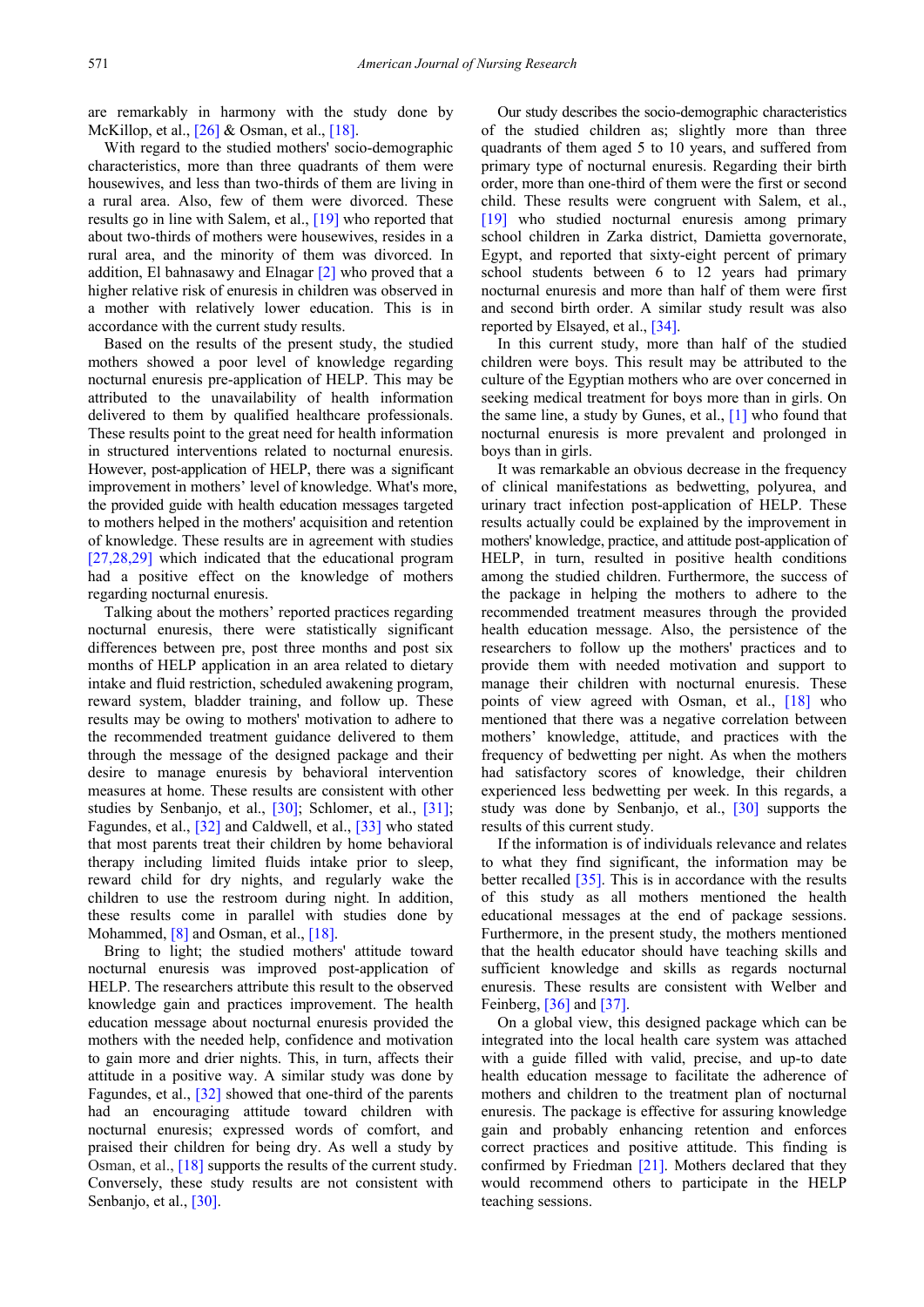are remarkably in harmony with the study done by McKillop, et al., [26] & Osman, et al., [18].

With regard to the studied mothers' socio-demographic characteristics, more than three quadrants of them were housewives, and less than two-thirds of them are living in a rural area. Also, few of them were divorced. These results go in line with Salem, et al., [19] who reported that about two-thirds of mothers were housewives, resides in a rural area, and the minority of them was divorced. In addition, El bahnasawy and Elnagar [2] who proved that a higher relative risk of enuresis in children was observed in a mother with relatively lower education. This is in accordance with the current study results.

Based on the results of the present study, the studied mothers showed a poor level of knowledge regarding nocturnal enuresis pre-application of HELP. This may be attributed to the unavailability of health information delivered to them by qualified healthcare professionals. These results point to the great need for health information in structured interventions related to nocturnal enuresis. However, post-application of HELP, there was a significant improvement in mothers' level of knowledge. What's more, the provided guide with health education messages targeted to mothers helped in the mothers' acquisition and retention of knowledge. These results are in agreement with studies [27,28,29] which indicated that the educational program had a positive effect on the knowledge of mothers regarding nocturnal enuresis.

Talking about the mothers' reported practices regarding nocturnal enuresis, there were statistically significant differences between pre, post three months and post six months of HELP application in an area related to dietary intake and fluid restriction, scheduled awakening program, reward system, bladder training, and follow up. These results may be owing to mothers' motivation to adhere to the recommended treatment guidance delivered to them through the message of the designed package and their desire to manage enuresis by behavioral intervention measures at home. These results are consistent with other studies by Senbanjo, et al., [30]; Schlomer, et al., [31]; Fagundes, et al., [32] and Caldwell, et al., [33] who stated that most parents treat their children by home behavioral therapy including limited fluids intake prior to sleep, reward child for dry nights, and regularly wake the children to use the restroom during night. In addition, these results come in parallel with studies done by Mohammed, [8] and Osman, et al., [18].

Bring to light; the studied mothers' attitude toward nocturnal enuresis was improved post-application of HELP. The researchers attribute this result to the observed knowledge gain and practices improvement. The health education message about nocturnal enuresis provided the mothers with the needed help, confidence and motivation to gain more and drier nights. This, in turn, affects their attitude in a positive way. A similar study was done by Fagundes, et al., [32] showed that one-third of the parents had an encouraging attitude toward children with nocturnal enuresis; expressed words of comfort, and praised their children for being dry. As well a study by Osman, et al., [18] supports the results of the current study. Conversely, these study results are not consistent with Senbanjo, et al., [30].

Our study describes the socio-demographic characteristics of the studied children as; slightly more than three quadrants of them aged 5 to 10 years, and suffered from primary type of nocturnal enuresis. Regarding their birth order, more than one-third of them were the first or second child. These results were congruent with Salem, et al., [19] who studied nocturnal enuresis among primary school children in Zarka district, Damietta governorate, Egypt, and reported that sixty-eight percent of primary school students between 6 to 12 years had primary nocturnal enuresis and more than half of them were first and second birth order. A similar study result was also reported by Elsayed, et al., [34].

In this current study, more than half of the studied children were boys. This result may be attributed to the culture of the Egyptian mothers who are over concerned in seeking medical treatment for boys more than in girls. On the same line, a study by Gunes, et al., [1] who found that nocturnal enuresis is more prevalent and prolonged in boys than in girls.

It was remarkable an obvious decrease in the frequency of clinical manifestations as bedwetting, polyurea, and urinary tract infection post-application of HELP. These results actually could be explained by the improvement in mothers' knowledge, practice, and attitude post-application of HELP, in turn, resulted in positive health conditions among the studied children. Furthermore, the success of the package in helping the mothers to adhere to the recommended treatment measures through the provided health education message. Also, the persistence of the researchers to follow up the mothers' practices and to provide them with needed motivation and support to manage their children with nocturnal enuresis. These points of view agreed with Osman, et al., [18] who mentioned that there was a negative correlation between mothers' knowledge, attitude, and practices with the frequency of bedwetting per night. As when the mothers had satisfactory scores of knowledge, their children experienced less bedwetting per week. In this regards, a study was done by Senbanjo, et al., [30] supports the results of this current study.

If the information is of individuals relevance and relates to what they find significant, the information may be better recalled [35]. This is in accordance with the results of this study as all mothers mentioned the health educational messages at the end of package sessions. Furthermore, in the present study, the mothers mentioned that the health educator should have teaching skills and sufficient knowledge and skills as regards nocturnal enuresis. These results are consistent with Welber and Feinberg, [36] and [37].

On a global view, this designed package which can be integrated into the local health care system was attached with a guide filled with valid, precise, and up-to date health education message to facilitate the adherence of mothers and children to the treatment plan of nocturnal enuresis. The package is effective for assuring knowledge gain and probably enhancing retention and enforces correct practices and positive attitude. This finding is confirmed by Friedman [21]. Mothers declared that they would recommend others to participate in the HELP teaching sessions.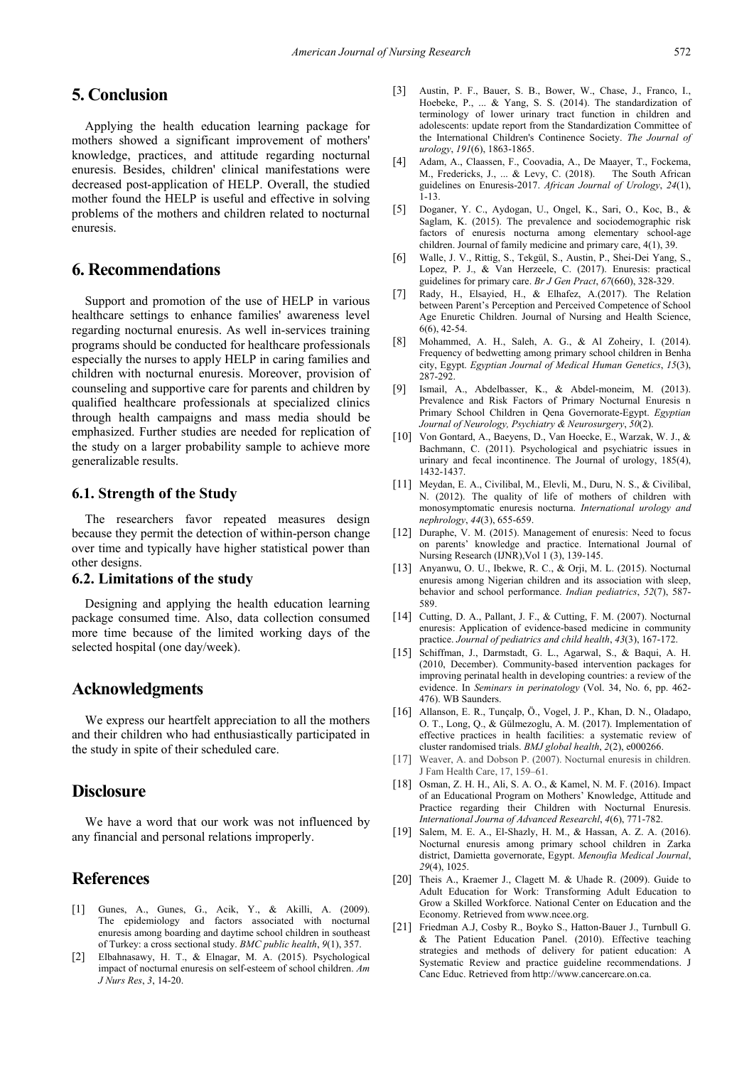# 5. Conclusion

Applying the health education learning package for mothers showed a significant improvement of mothers' knowledge, practices, and attitude regarding nocturnal enuresis. Besides, children' clinical manifestations were decreased post-application of HELP. Overall, the studied mother found the HELP is useful and effective in solving problems of the mothers and children related to nocturnal enuresis.

# 6. Recommendations

Support and promotion of the use of HELP in various healthcare settings to enhance families' awareness level regarding nocturnal enuresis. As well in-services training programs should be conducted for healthcare professionals especially the nurses to apply HELP in caring families and children with nocturnal enuresis. Moreover, provision of counseling and supportive care for parents and children by qualified healthcare professionals at specialized clinics through health campaigns and mass media should be emphasized. Further studies are needed for replication of the study on a larger probability sample to achieve more generalizable results.

## 6.1. Strength of the Study

The researchers favor repeated measures design because they permit the detection of within-person change over time and typically have higher statistical power than other designs.

## 6.2. Limitations of the study

Designing and applying the health education learning package consumed time. Also, data collection consumed more time because of the limited working days of the selected hospital (one day/week).

# Acknowledgments

We express our heartfelt appreciation to all the mothers and their children who had enthusiastically participated in the study in spite of their scheduled care.

# Disclosure

We have a word that our work was not influenced by any financial and personal relations improperly.

# References

[1] Gunes, A., Gunes, G., Acik, Y., & Akilli, A. (2009). The epidemiology and factors associated with nocturnal enuresis among boarding and daytime school children in southeast of Turkey: a cross sectional study. *BMC public health*, *9*(1), 357.

[2] Elbahnasawy, H. T., & Elnagar, M. A. (2015). Psychological impact of nocturnal enuresis on self-esteem of school children. *Am J Nurs Res*, *3*, 14-20.

[3] Austin, P. F., Bauer, S. B., Bower, W., Chase, J., Franco, I., Hoebeke, P., ... & Yang, S. S. (2014). The standardization of terminology of lower urinary tract function in children and adolescents: update report from the Standardization Committee of the International Children's Continence Society. *The Journal of urology*, *191*(6), 1863-1865.

[4] Adam, A., Claassen, F., Coovadia, A., De Maayer, T., Fockema, M., Fredericks, J., ... & Levy, C. (2018). The South African guidelines on Enuresis-2017. *African Journal of Urology*, *24*(1), 1-13.

[5] Doganer, Y. C., Aydogan, U., Ongel, K., Sari, O., Koc, B., & Saglam, K. (2015). The prevalence and sociodemographic risk factors of enuresis nocturna among elementary school-age children. Journal of family medicine and primary care, 4(1), 39.

[6] Walle, J. V., Rittig, S., Tekgül, S., Austin, P., Shei-Dei Yang, S., Lopez, P. J., & Van Herzeele, C. (2017). Enuresis: practical guidelines for primary care. *Br J Gen Pract*, *67*(660), 328-329.

[7] Rady, H., Elsayied, H., & Elhafez, A.(2017). The Relation between Parent's Perception and Perceived Competence of School Age Enuretic Children. Journal of Nursing and Health Science, 6(6), 42-54.

[8] Mohammed, A. H., Saleh, A. G., & Al Zoheiry, I. (2014). Frequency of bedwetting among primary school children in Benha city, Egypt. *Egyptian Journal of Medical Human Genetics*, *15*(3), 287-292.

[9] Ismail, A., Abdelbasser, K., & Abdel-moneim, M. (2013). Prevalence and Risk Factors of Primary Nocturnal Enuresis n Primary School Children in Qena Governorate-Egypt. *Egyptian Journal of Neurology, Psychiatry & Neurosurgery*, *50*(2).

[10] Von Gontard, A., Baeyens, D., Van Hoecke, E., Warzak, W. J., & Bachmann, C. (2011). Psychological and psychiatric issues in urinary and fecal incontinence. The Journal of urology, 185(4), 1432-1437.

[11] Meydan, E. A., Civilibal, M., Elevli, M., Duru, N. S., & Civilibal, N. (2012). The quality of life of mothers of children with monosymptomatic enuresis nocturna. *International urology and nephrology*, *44*(3), 655-659.

[12] Duraphe, V. M. (2015). Management of enuresis: Need to focus on parents' knowledge and practice. International Journal of Nursing Research (IJNR),Vol 1 (3), 139-145.

[13] Anyanwu, O. U., Ibekwe, R. C., & Orji, M. L. (2015). Nocturnal enuresis among Nigerian children and its association with sleep, behavior and school performance. *Indian pediatrics*, *52*(7), 587-589.

[14] Cutting, D. A., Pallant, J. F., & Cutting, F. M. (2007). Nocturnal enuresis: Application of evidence-based medicine in community practice. *Journal of pediatrics and child health*, *43*(3), 167-172.

[15] Schiffman, J., Darmstadt, G. L., Agarwal, S., & Baqui, A. H. (2010, December). Community-based intervention packages for improving perinatal health in developing countries: a review of the evidence. In *Seminars in perinatology* (Vol. 34, No. 6, pp. 462-476). WB Saunders.

[16] Allanson, E. R., Tunçalp, Ö., Vogel, J. P., Khan, D. N., Oladapo, O. T., Long, Q., & Gülmezoglu, A. M. (2017). Implementation of effective practices in health facilities: a systematic review of cluster randomised trials. *BMJ global health*, *2*(2), e000266.

[17] Weaver, A. and Dobson P. (2007). Nocturnal enuresis in children. J Fam Health Care, 17, 159–61.

[18] Osman, Z. H. H., Ali, S. A. O., & Kamel, N. M. F. (2016). Impact of an Educational Program on Mothers' Knowledge, Attitude and Practice regarding their Children with Nocturnal Enuresis. *International Journa of Advanced Researchl*, *4*(6), 771-782.

[19] Salem, M. E. A., El-Shazly, H. M., & Hassan, A. Z. A. (2016). Nocturnal enuresis among primary school children in Zarka district, Damietta governorate, Egypt. *Menoufia Medical Journal*, *29*(4), 1025.

[20] Theis A., Kraemer J., Clagett M. & Uhade R. (2009). Guide to Adult Education for Work: Transforming Adult Education to Grow a Skilled Workforce. National Center on Education and the Economy. Retrieved from www.ncee.org.

[21] Friedman A.J, Cosby R., Boyko S., Hatton-Bauer J., Turnbull G. & The Patient Education Panel. (2010). Effective teaching strategies and methods of delivery for patient education: A Systematic Review and practice guideline recommendations. J Canc Educ. Retrieved from http://www.cancercare.on.ca.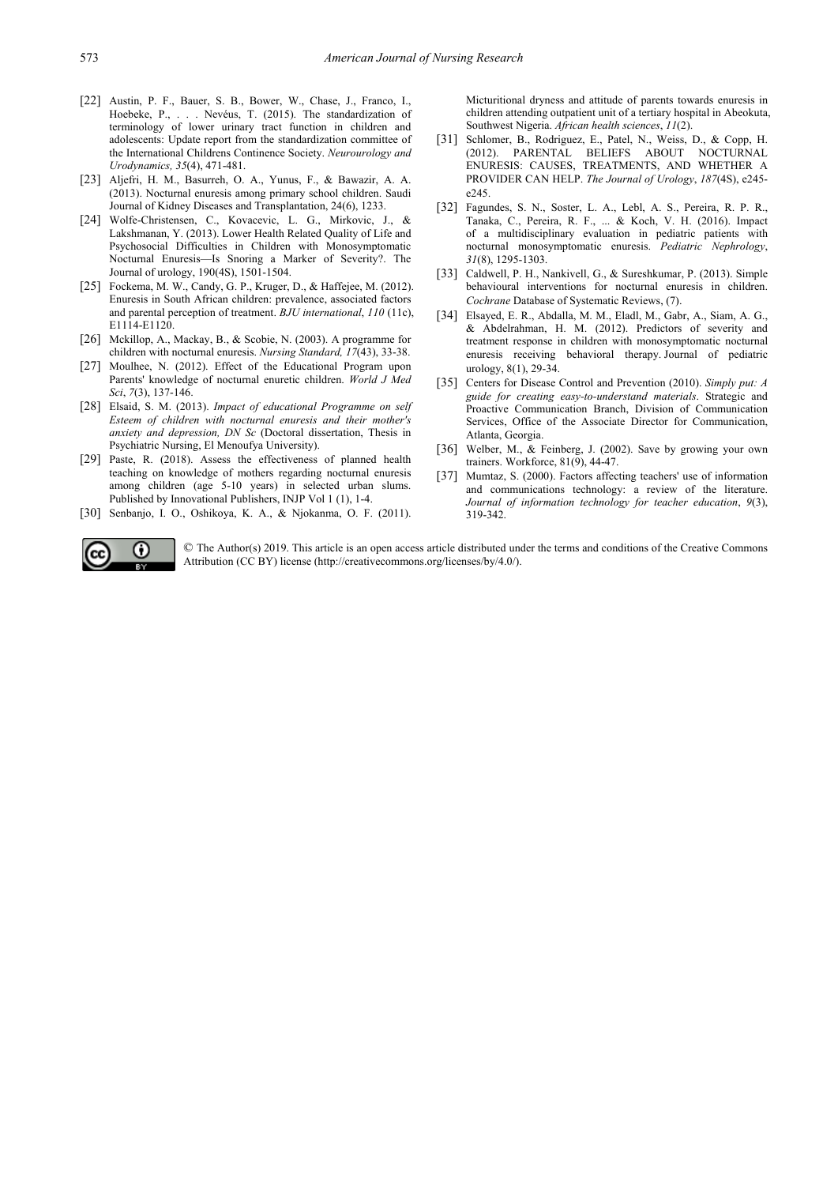[22] Austin, P. F., Bauer, S. B., Bower, W., Chase, J., Franco, I., Hoebeke, P., . . . Nevéus, T. (2015). The standardization of terminology of lower urinary tract function in children and adolescents: Update report from the standardization committee of the International Childrens Continence Society. *Neurourology and Urodynamics, 35*(4), 471-481.

[23] Aljefri, H. M., Basurreh, O. A., Yunus, F., & Bawazir, A. A. (2013). Nocturnal enuresis among primary school children. Saudi Journal of Kidney Diseases and Transplantation, 24(6), 1233.

[24] Wolfe-Christensen, C., Kovacevic, L. G., Mirkovic, J., & Lakshmanan, Y. (2013). Lower Health Related Quality of Life and Psychosocial Difficulties in Children with Monosymptomatic Nocturnal Enuresis—Is Snoring a Marker of Severity?. The Journal of urology, 190(4S), 1501-1504.

[25] Fockema, M. W., Candy, G. P., Kruger, D., & Haffejee, M. (2012). Enuresis in South African children: prevalence, associated factors and parental perception of treatment. *BJU international*, *110* (11c), E1114-E1120.

[26] Mckillop, A., Mackay, B., & Scobie, N. (2003). A programme for children with nocturnal enuresis. *Nursing Standard, 17*(43), 33-38.

[27] Moulhee, N. (2012). Effect of the Educational Program upon Parents' knowledge of nocturnal enuretic children. *World J Med Sci*, *7*(3), 137-146.

[28] Elsaid, S. M. (2013). *Impact of educational Programme on self Esteem of children with nocturnal enuresis and their mother's anxiety and depression, DN Sc* (Doctoral dissertation, Thesis in Psychiatric Nursing, El Menoufya University).

[29] Paste, R. (2018). Assess the effectiveness of planned health teaching on knowledge of mothers regarding nocturnal enuresis among children (age 5-10 years) in selected urban slums. Published by Innovational Publishers, INJP Vol 1 (1), 1-4.

[30] Senbanjo, I. O., Oshikoya, K. A., & Njokanma, O. F. (2011). Micturitional dryness and attitude of parents towards enuresis in children attending outpatient unit of a tertiary hospital in Abeokuta, Southwest Nigeria. *African health sciences*, *11*(2).

[31] Schlomer, B., Rodriguez, E., Patel, N., Weiss, D., & Copp, H. (2012). PARENTAL BELIEFS ABOUT NOCTURNAL ENURESIS: CAUSES, TREATMENTS, AND WHETHER A PROVIDER CAN HELP. *The Journal of Urology*, *187*(4S), e245-e245.

[32] Fagundes, S. N., Soster, L. A., Lebl, A. S., Pereira, R. P. R., Tanaka, C., Pereira, R. F., ... & Koch, V. H. (2016). Impact of a multidisciplinary evaluation in pediatric patients with nocturnal monosymptomatic enuresis. *Pediatric Nephrology*, *31*(8), 1295-1303.

[33] Caldwell, P. H., Nankivell, G., & Sureshkumar, P. (2013). Simple behavioural interventions for nocturnal enuresis in children. *Cochrane* Database of Systematic Reviews, (7).

[34] Elsayed, E. R., Abdalla, M. M., Eladl, M., Gabr, A., Siam, A. G., & Abdelrahman, H. M. (2012). Predictors of severity and treatment response in children with monosymptomatic nocturnal enuresis receiving behavioral therapy. Journal of pediatric urology, 8(1), 29-34.

[35] Centers for Disease Control and Prevention (2010). *Simply put: A guide for creating easy-to-understand materials*. Strategic and Proactive Communication Branch, Division of Communication Services, Office of the Associate Director for Communication, Atlanta, Georgia.

[36] Welber, M., & Feinberg, J. (2002). Save by growing your own trainers. Workforce, 81(9), 44-47.

[37] Mumtaz, S. (2000). Factors affecting teachers' use of information and communications technology: a review of the literature. *Journal of information technology for teacher education*, *9*(3), 319-342.

© The Author(s) 2019. This article is an open access article distributed under the terms and conditions of the Creative Commons Attribution (CC BY) license (http://creativecommons.org/licenses/by/4.0/).